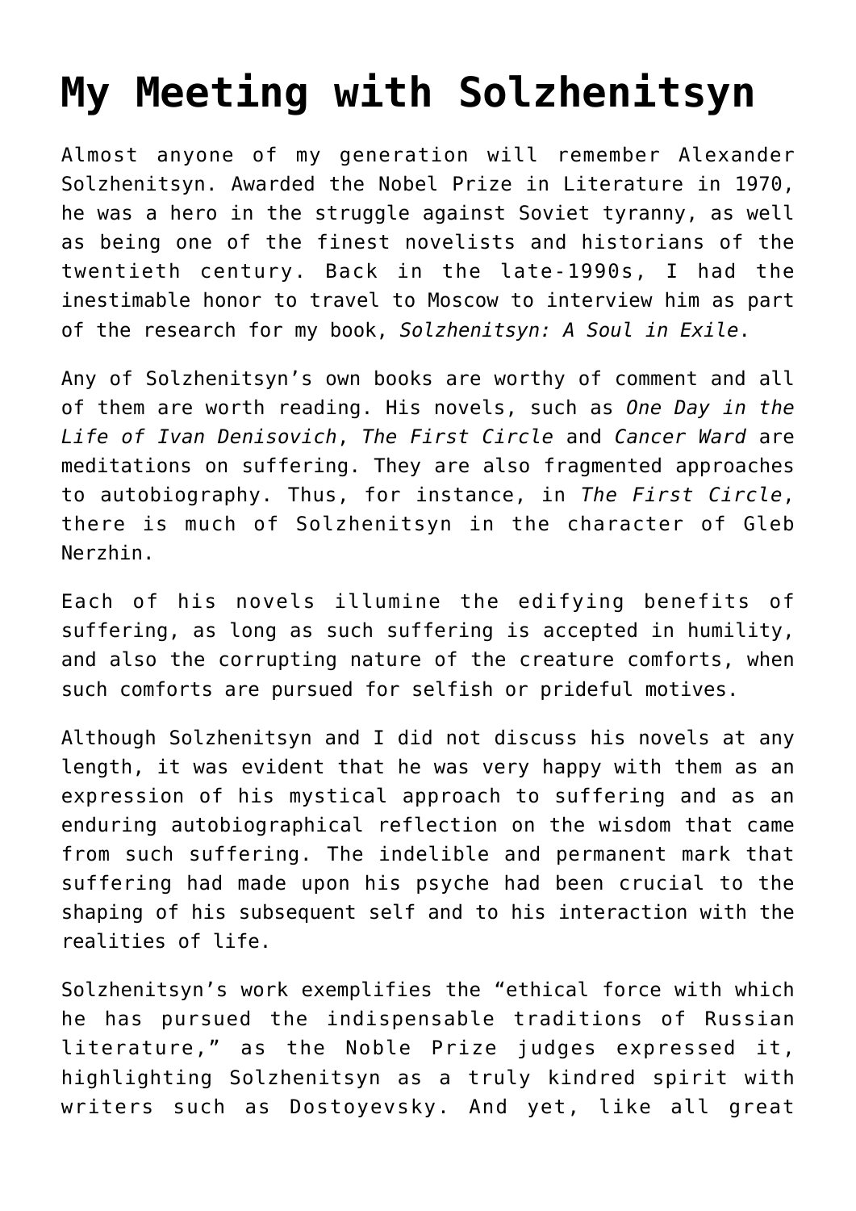# My Meeting with Solzhenitsyn

Almost anyone of my generation will remember Alexander Solzhenitsyn. Awarded the Nobel Prize in Literature in 1970, he was a hero in the struggle against Soviet tyranny, as well as being one of the finest novelists and historians of the twentieth century. Back in the late-1990s, I had the inestimable honor to travel to Moscow to interview him as part of the research for my book, *Solzhenitsyn: A Soul in Exile*.

Any of Solzhenitsyn's own books are worthy of comment and all of them are worth reading. His novels, such as *One Day in the Life of Ivan Denisovich*, *The First Circle* and *Cancer Ward* are meditations on suffering. They are also fragmented approaches to autobiography. Thus, for instance, in *The First Circle*, there is much of Solzhenitsyn in the character of Gleb Nerzhin.

Each of his novels illumine the edifying benefits of suffering, as long as such suffering is accepted in humility, and also the corrupting nature of the creature comforts, when such comforts are pursued for selfish or prideful motives.

Although Solzhenitsyn and I did not discuss his novels at any length, it was evident that he was very happy with them as an expression of his mystical approach to suffering and as an enduring autobiographical reflection on the wisdom that came from such suffering. The indelible and permanent mark that suffering had made upon his psyche had been crucial to the shaping of his subsequent self and to his interaction with the realities of life.

Solzhenitsyn's work exemplifies the "ethical force with which he has pursued the indispensable traditions of Russian literature," as the Noble Prize judges expressed it, highlighting Solzhenitsyn as a truly kindred spirit with writers such as Dostoyevsky. And yet, like all great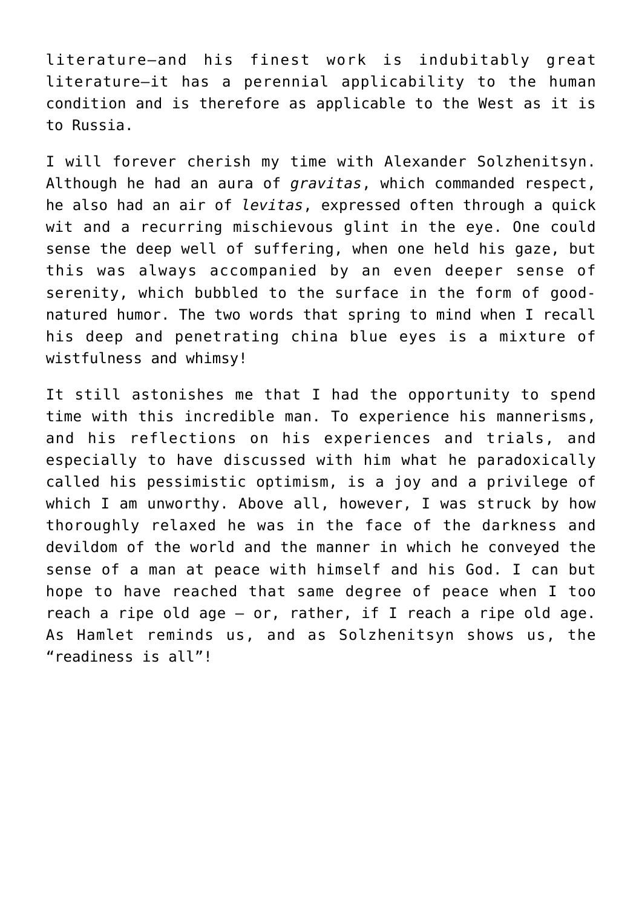literature—and his finest work is indubitably great literature—it has a perennial applicability to the human condition and is therefore as applicable to the West as it is to Russia.

I will forever cherish my time with Alexander Solzhenitsyn. Although he had an aura of *gravitas*, which commanded respect, he also had an air of *levitas*, expressed often through a quick wit and a recurring mischievous glint in the eye. One could sense the deep well of suffering, when one held his gaze, but this was always accompanied by an even deeper sense of serenity, which bubbled to the surface in the form of good-natured humor. The two words that spring to mind when I recall his deep and penetrating china blue eyes is a mixture of wistfulness and whimsy!

It still astonishes me that I had the opportunity to spend time with this incredible man. To experience his mannerisms, and his reflections on his experiences and trials, and especially to have discussed with him what he paradoxically called his pessimistic optimism, is a joy and a privilege of which I am unworthy. Above all, however, I was struck by how thoroughly relaxed he was in the face of the darkness and devildom of the world and the manner in which he conveyed the sense of a man at peace with himself and his God. I can but hope to have reached that same degree of peace when I too reach a ripe old age – or, rather, if I reach a ripe old age. As Hamlet reminds us, and as Solzhenitsyn shows us, the "readiness is all"!